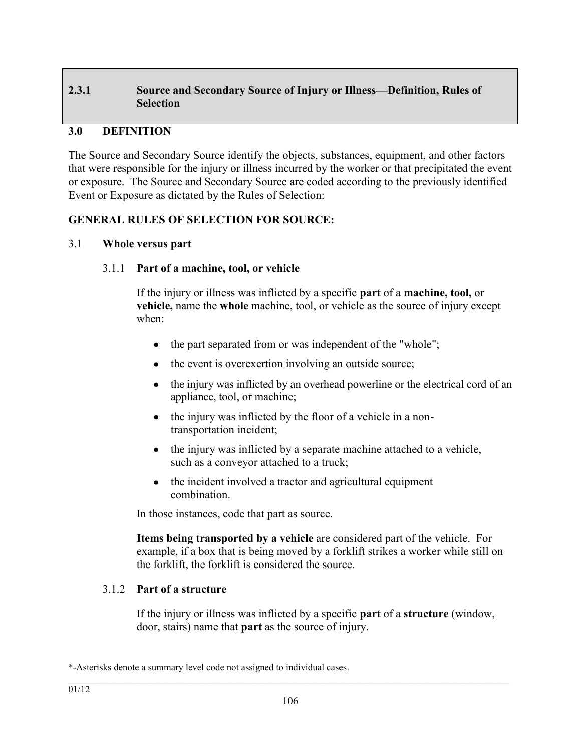## 2.3.1 Source and Secondary Source of Injury or Illness—Definition, Rules of Selection

### 3.0 DEFINITION

The Source and Secondary Source identify the objects, substances, equipment, and other factors that were responsible for the injury or illness incurred by the worker or that precipitated the event or exposure. The Source and Secondary Source are coded according to the previously identified Event or Exposure as dictated by the Rules of Selection:

**GENERAL RULES OF SELECTION FOR SOURCE:**

3.1 **Whole versus part**

3.1.1 **Part of a machine, tool, or vehicle**

If the injury or illness was inflicted by a specific **part** of a **machine, tool,** or **vehicle,** name the **whole** machine, tool, or vehicle as the source of injury except when:

- the part separated from or was independent of the "whole";
- the event is overexertion involving an outside source;
- the injury was inflicted by an overhead powerline or the electrical cord of an appliance, tool, or machine;
- the injury was inflicted by the floor of a vehicle in a non-transportation incident;
- the injury was inflicted by a separate machine attached to a vehicle, such as a conveyor attached to a truck;
- the incident involved a tractor and agricultural equipment combination.

In those instances, code that part as source.

**Items being transported by a vehicle** are considered part of the vehicle. For example, if a box that is being moved by a forklift strikes a worker while still on the forklift, the forklift is considered the source.

3.1.2 **Part of a structure**

If the injury or illness was inflicted by a specific **part** of a **structure** (window, door, stairs) name that **part** as the source of injury.

*-Asterisks denote a summary level code not assigned to individual cases.

01/12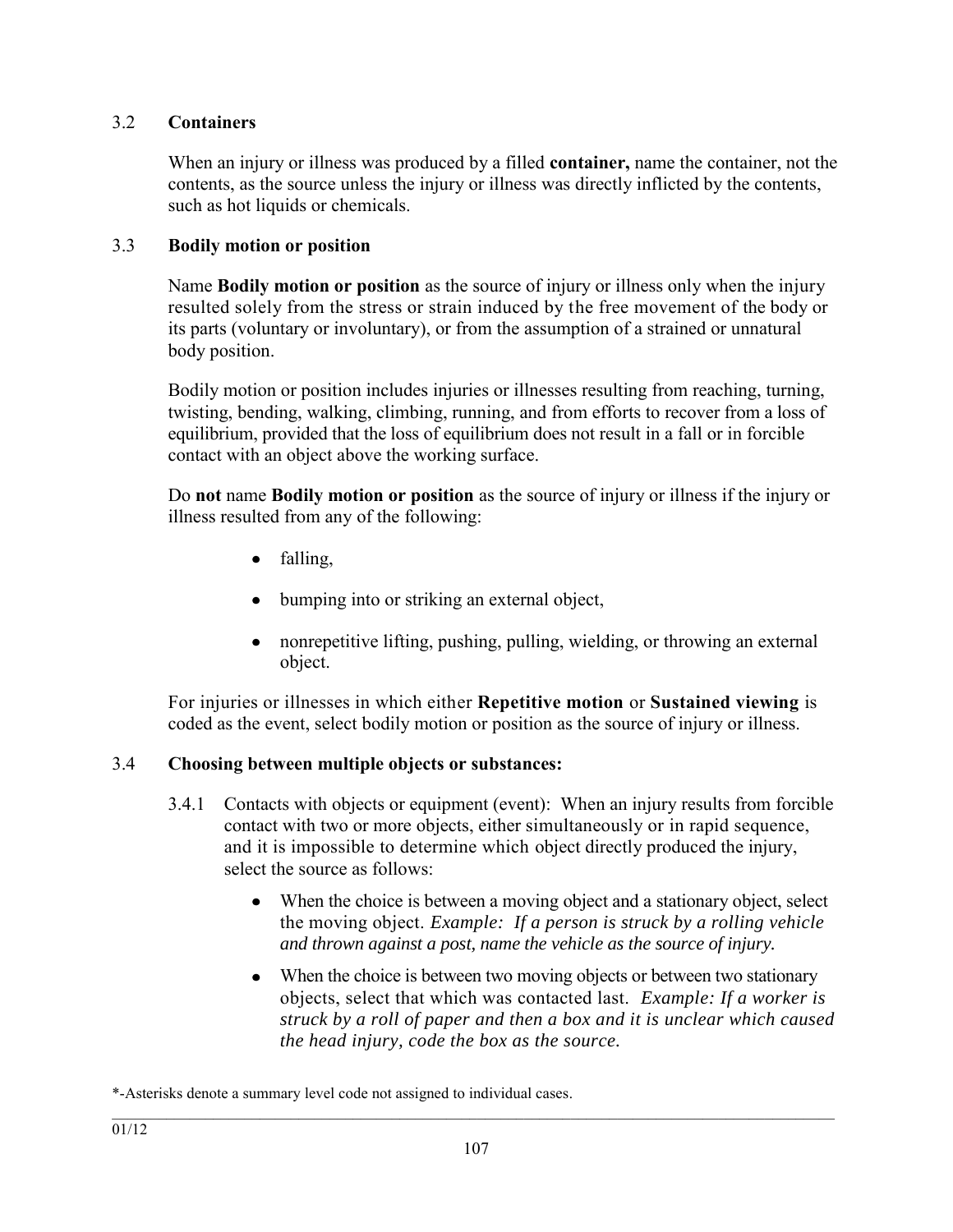### 3.2 Containers

When an injury or illness was produced by a filled **container,** name the container, not the contents, as the source unless the injury or illness was directly inflicted by the contents, such as hot liquids or chemicals.

### 3.3 Bodily motion or position

Name **Bodily motion or position** as the source of injury or illness only when the injury resulted solely from the stress or strain induced by the free movement of the body or its parts (voluntary or involuntary), or from the assumption of a strained or unnatural body position.

Bodily motion or position includes injuries or illnesses resulting from reaching, turning, twisting, bending, walking, climbing, running, and from efforts to recover from a loss of equilibrium, provided that the loss of equilibrium does not result in a fall or in forcible contact with an object above the working surface.

Do **not** name **Bodily motion or position** as the source of injury or illness if the injury or illness resulted from any of the following:

- falling,
- bumping into or striking an external object,
- nonrepetitive lifting, pushing, pulling, wielding, or throwing an external object.

For injuries or illnesses in which either **Repetitive motion** or **Sustained viewing** is coded as the event, select bodily motion or position as the source of injury or illness.

### 3.4 Choosing between multiple objects or substances:

3.4.1 Contacts with objects or equipment (event): When an injury results from forcible contact with two or more objects, either simultaneously or in rapid sequence, and it is impossible to determine which object directly produced the injury, select the source as follows:

- When the choice is between a moving object and a stationary object, select the moving object. *Example: If a person is struck by a rolling vehicle and thrown against a post, name the vehicle as the source of injury.*
- When the choice is between two moving objects or between two stationary objects, select that which was contacted last. *Example: If a worker is struck by a roll of paper and then a box and it is unclear which caused the head injury, code the box as the source.*

*-Asterisks denote a summary level code not assigned to individual cases.

01/12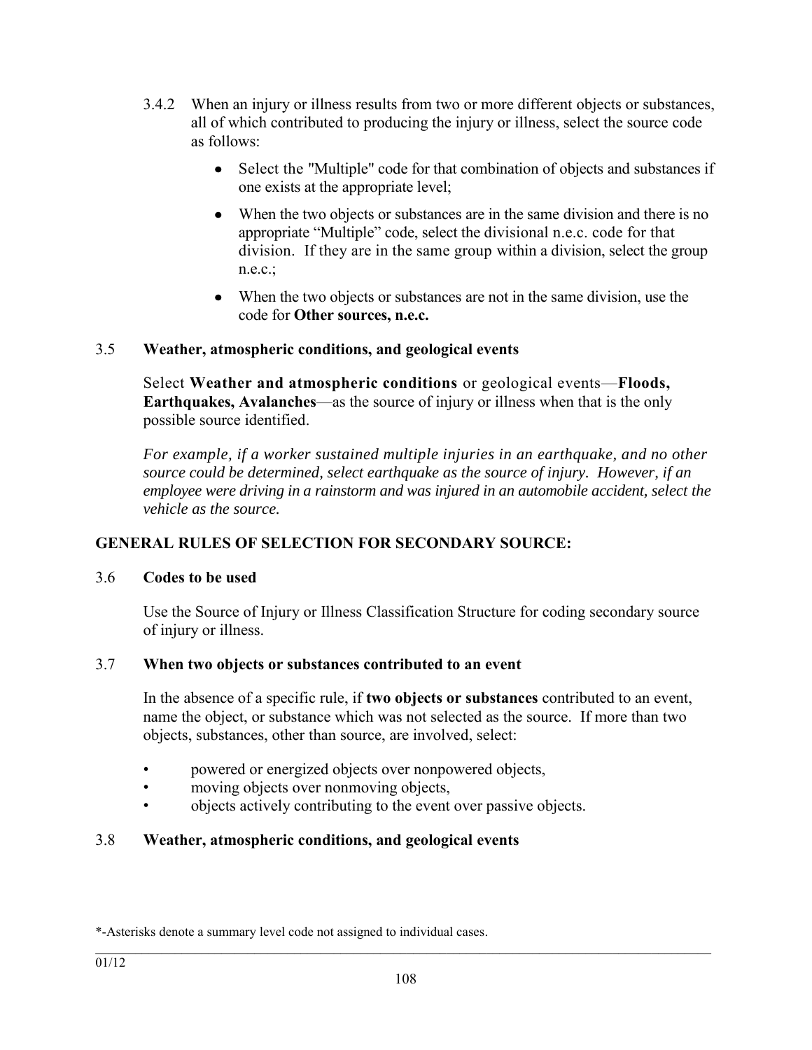3.4.2 When an injury or illness results from two or more different objects or substances, all of which contributed to producing the injury or illness, select the source code as follows:

- Select the "Multiple" code for that combination of objects and substances if one exists at the appropriate level;
- When the two objects or substances are in the same division and there is no appropriate "Multiple" code, select the divisional n.e.c. code for that division. If they are in the same group within a division, select the group n.e.c.;
- When the two objects or substances are not in the same division, use the code for **Other sources, n.e.c.**

3.5 **Weather, atmospheric conditions, and geological events**

Select **Weather and atmospheric conditions** or geological events—**Floods, Earthquakes, Avalanches**—as the source of injury or illness when that is the only possible source identified.

*For example, if a worker sustained multiple injuries in an earthquake, and no other source could be determined, select earthquake as the source of injury. However, if an employee were driving in a rainstorm and was injured in an automobile accident, select the vehicle as the source.*

**GENERAL RULES OF SELECTION FOR SECONDARY SOURCE:**

3.6 **Codes to be used**

Use the Source of Injury or Illness Classification Structure for coding secondary source of injury or illness.

3.7 **When two objects or substances contributed to an event**

In the absence of a specific rule, if **two objects or substances** contributed to an event, name the object, or substance which was not selected as the source. If more than two objects, substances, other than source, are involved, select:

- powered or energized objects over nonpowered objects,
- moving objects over nonmoving objects,
- objects actively contributing to the event over passive objects.

3.8 **Weather, atmospheric conditions, and geological events**

*-Asterisks denote a summary level code not assigned to individual cases.

01/12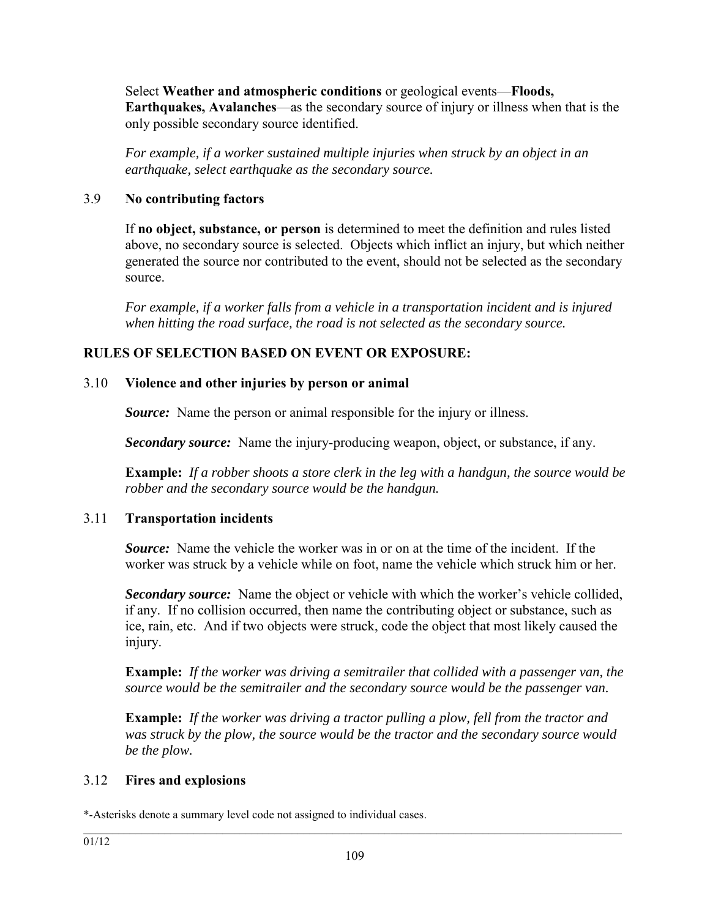Select **Weather and atmospheric conditions** or geological events—**Floods, Earthquakes, Avalanches**—as the secondary source of injury or illness when that is the only possible secondary source identified.

*For example, if a worker sustained multiple injuries when struck by an object in an earthquake, select earthquake as the secondary source.*

### 3.9 No contributing factors

If **no object, substance, or person** is determined to meet the definition and rules listed above, no secondary source is selected. Objects which inflict an injury, but which neither generated the source nor contributed to the event, should not be selected as the secondary source.

*For example, if a worker falls from a vehicle in a transportation incident and is injured when hitting the road surface, the road is not selected as the secondary source.*

## RULES OF SELECTION BASED ON EVENT OR EXPOSURE:

### 3.10 Violence and other injuries by person or animal

***Source:*** Name the person or animal responsible for the injury or illness.

***Secondary source:*** Name the injury-producing weapon, object, or substance, if any.

**Example:** *If a robber shoots a store clerk in the leg with a handgun, the source would be robber and the secondary source would be the handgun.*

### 3.11 Transportation incidents

***Source:*** Name the vehicle the worker was in or on at the time of the incident. If the worker was struck by a vehicle while on foot, name the vehicle which struck him or her.

***Secondary source:*** Name the object or vehicle with which the worker's vehicle collided, if any. If no collision occurred, then name the contributing object or substance, such as ice, rain, etc. And if two objects were struck, code the object that most likely caused the injury.

**Example:** *If the worker was driving a semitrailer that collided with a passenger van, the source would be the semitrailer and the secondary source would be the passenger van.*

**Example:** *If the worker was driving a tractor pulling a plow, fell from the tractor and was struck by the plow, the source would be the tractor and the secondary source would be the plow.*

### 3.12 Fires and explosions

*-Asterisks denote a summary level code not assigned to individual cases.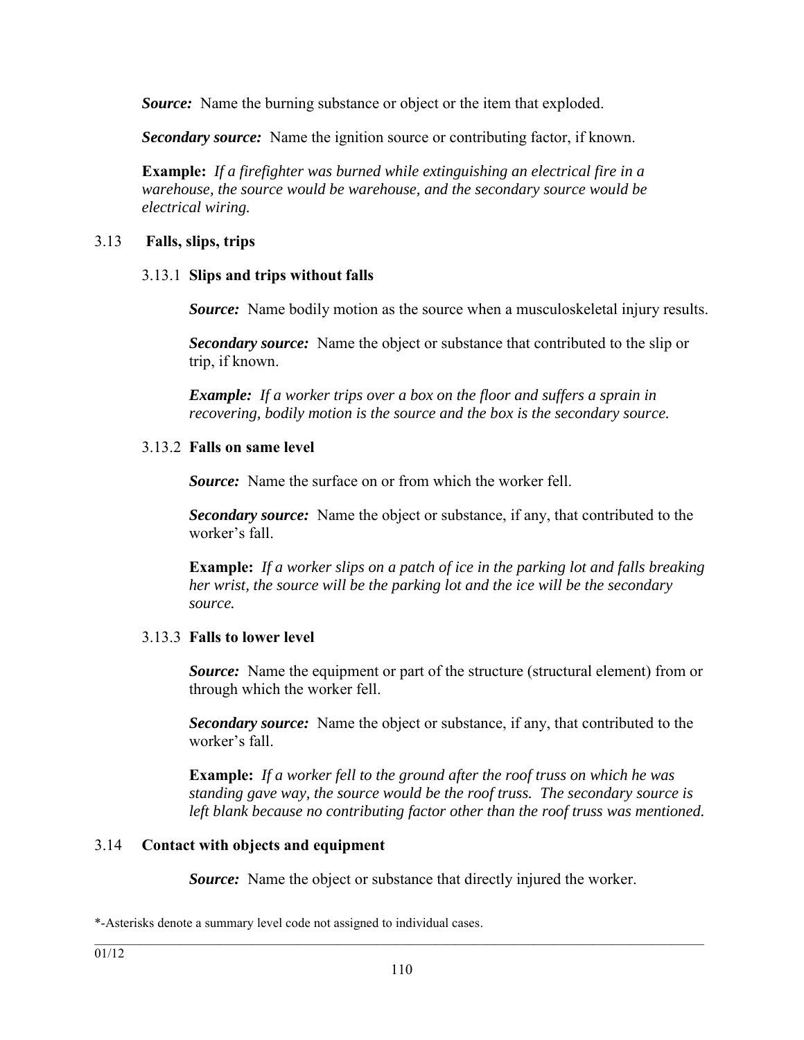***Source:*** Name the burning substance or object or the item that exploded.

***Secondary source:*** Name the ignition source or contributing factor, if known.

**Example:** *If a firefighter was burned while extinguishing an electrical fire in a warehouse, the source would be warehouse, and the secondary source would be electrical wiring.*

### 3.13 Falls, slips, trips

#### 3.13.1 Slips and trips without falls

***Source:*** Name bodily motion as the source when a musculoskeletal injury results.

***Secondary source:*** Name the object or substance that contributed to the slip or trip, if known.

***Example:*** *If a worker trips over a box on the floor and suffers a sprain in recovering, bodily motion is the source and the box is the secondary source.*

#### 3.13.2 Falls on same level

***Source:*** Name the surface on or from which the worker fell.

***Secondary source:*** Name the object or substance, if any, that contributed to the worker's fall.

**Example:** *If a worker slips on a patch of ice in the parking lot and falls breaking her wrist, the source will be the parking lot and the ice will be the secondary source.*

#### 3.13.3 Falls to lower level

***Source:*** Name the equipment or part of the structure (structural element) from or through which the worker fell.

***Secondary source:*** Name the object or substance, if any, that contributed to the worker's fall.

**Example:** *If a worker fell to the ground after the roof truss on which he was standing gave way, the source would be the roof truss. The secondary source is left blank because no contributing factor other than the roof truss was mentioned.*

### 3.14 Contact with objects and equipment

***Source:*** Name the object or substance that directly injured the worker.

*-Asterisks denote a summary level code not assigned to individual cases.

01/12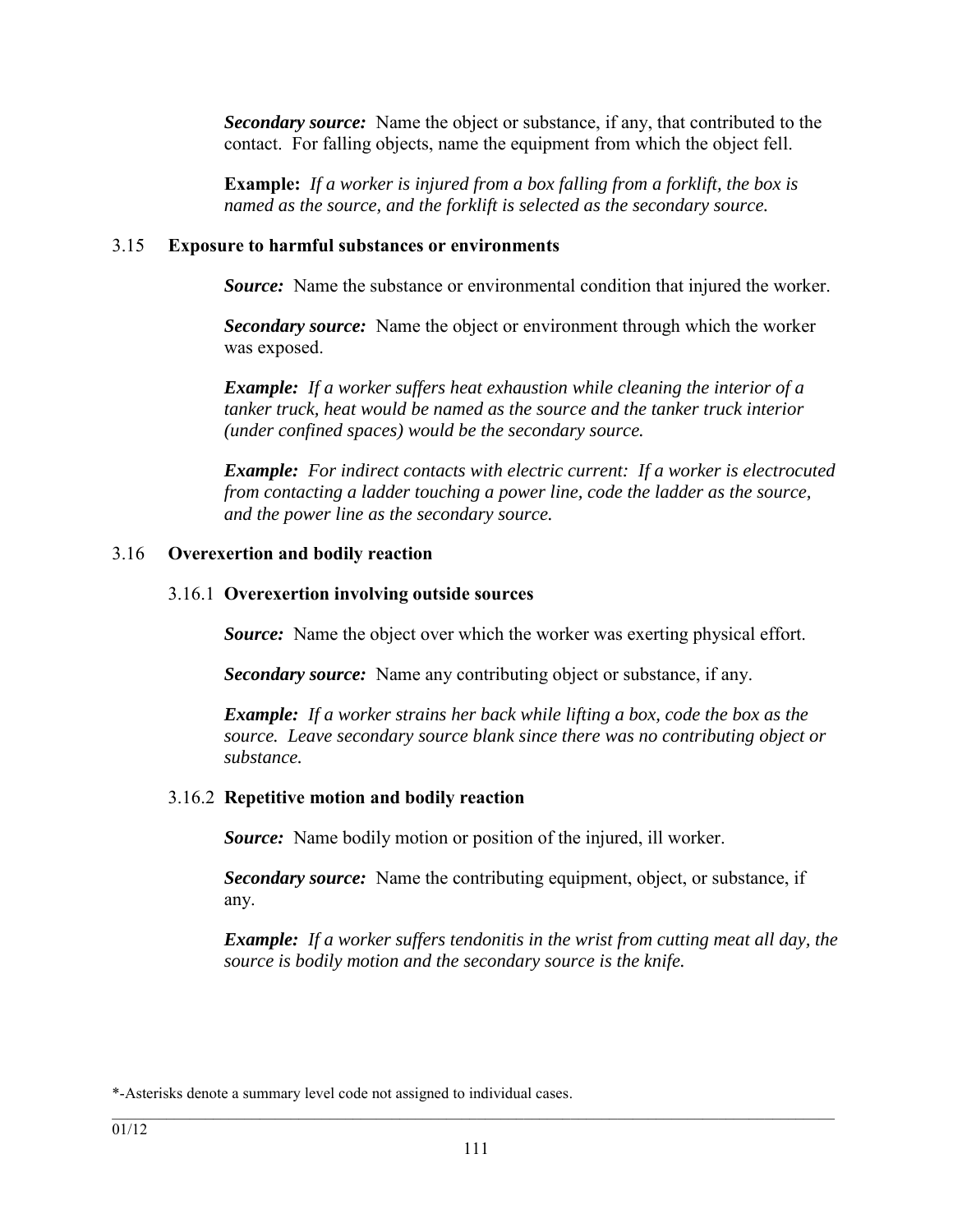***Secondary source:*** Name the object or substance, if any, that contributed to the contact. For falling objects, name the equipment from which the object fell.

**Example:** *If a worker is injured from a box falling from a forklift, the box is named as the source, and the forklift is selected as the secondary source.*

### 3.15 Exposure to harmful substances or environments

***Source:*** Name the substance or environmental condition that injured the worker.

***Secondary source:*** Name the object or environment through which the worker was exposed.

***Example:*** *If a worker suffers heat exhaustion while cleaning the interior of a tanker truck, heat would be named as the source and the tanker truck interior (under confined spaces) would be the secondary source.*

***Example:*** *For indirect contacts with electric current: If a worker is electrocuted from contacting a ladder touching a power line, code the ladder as the source, and the power line as the secondary source.*

### 3.16 Overexertion and bodily reaction

#### 3.16.1 Overexertion involving outside sources

***Source:*** Name the object over which the worker was exerting physical effort.

***Secondary source:*** Name any contributing object or substance, if any.

***Example:*** *If a worker strains her back while lifting a box, code the box as the source. Leave secondary source blank since there was no contributing object or substance.*

#### 3.16.2 Repetitive motion and bodily reaction

***Source:*** Name bodily motion or position of the injured, ill worker.

***Secondary source:*** Name the contributing equipment, object, or substance, if any.

***Example:*** *If a worker suffers tendonitis in the wrist from cutting meat all day, the source is bodily motion and the secondary source is the knife.*

*-Asterisks denote a summary level code not assigned to individual cases.